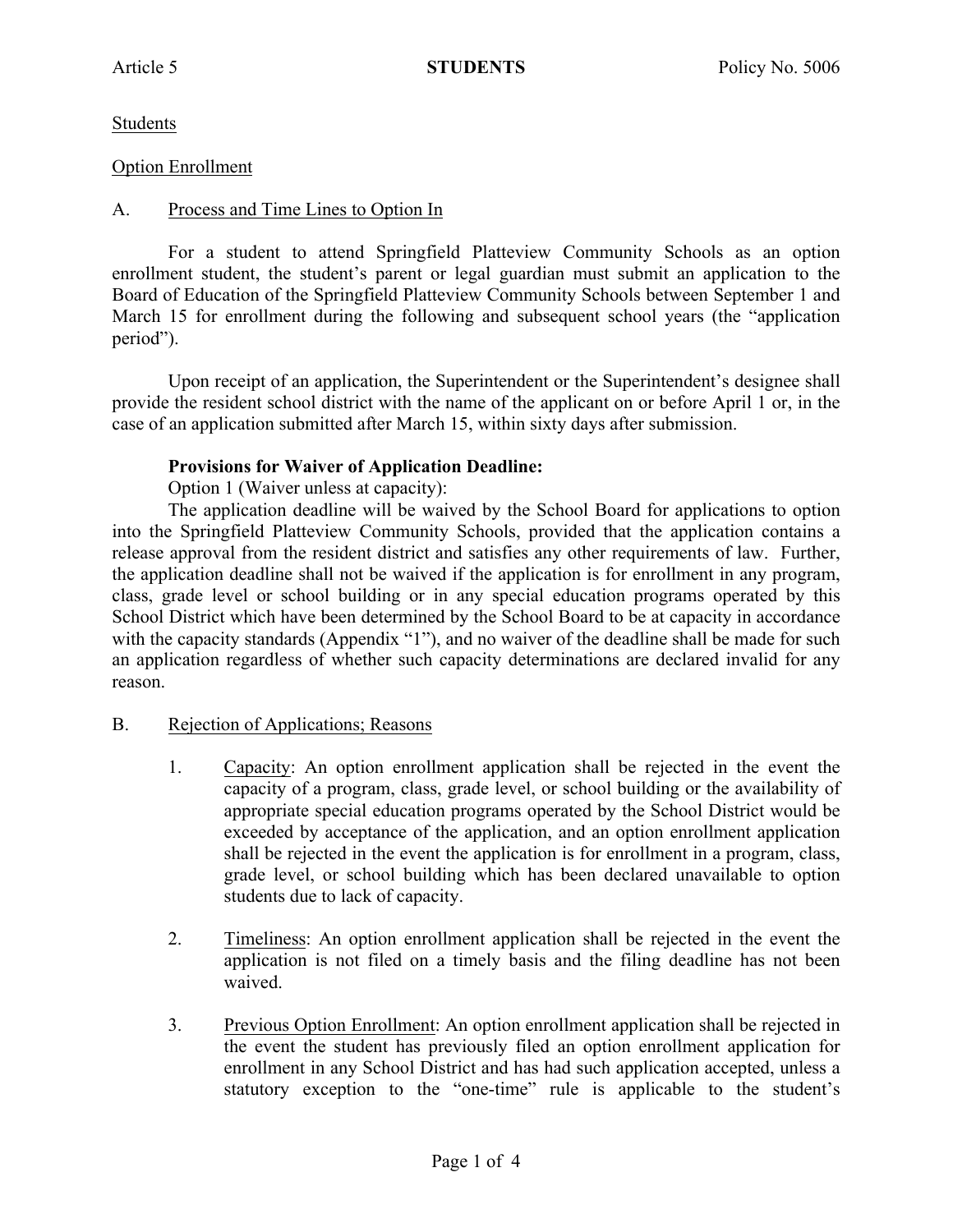Students

Option Enrollment

A. Process and Time Lines to Option In

For a student to attend Springfield Platteview Community Schools as an option enrollment student, the student's parent or legal guardian must submit an application to the Board of Education of the Springfield Platteview Community Schools between September 1 and March 15 for enrollment during the following and subsequent school years (the "application period").

Upon receipt of an application, the Superintendent or the Superintendent's designee shall provide the resident school district with the name of the applicant on or before April 1 or, in the case of an application submitted after March 15, within sixty days after submission.

**Provisions for Waiver of Application Deadline:**

Option 1 (Waiver unless at capacity):

The application deadline will be waived by the School Board for applications to option into the Springfield Platteview Community Schools, provided that the application contains a release approval from the resident district and satisfies any other requirements of law. Further, the application deadline shall not be waived if the application is for enrollment in any program, class, grade level or school building or in any special education programs operated by this School District which have been determined by the School Board to be at capacity in accordance with the capacity standards (Appendix "1"), and no waiver of the deadline shall be made for such an application regardless of whether such capacity determinations are declared invalid for any reason.

B. Rejection of Applications; Reasons

1. Capacity: An option enrollment application shall be rejected in the event the capacity of a program, class, grade level, or school building or the availability of appropriate special education programs operated by the School District would be exceeded by acceptance of the application, and an option enrollment application shall be rejected in the event the application is for enrollment in a program, class, grade level, or school building which has been declared unavailable to option students due to lack of capacity.

2. Timeliness: An option enrollment application shall be rejected in the event the application is not filed on a timely basis and the filing deadline has not been waived.

3. Previous Option Enrollment: An option enrollment application shall be rejected in the event the student has previously filed an option enrollment application for enrollment in any School District and has had such application accepted, unless a statutory exception to the "one-time" rule is applicable to the student's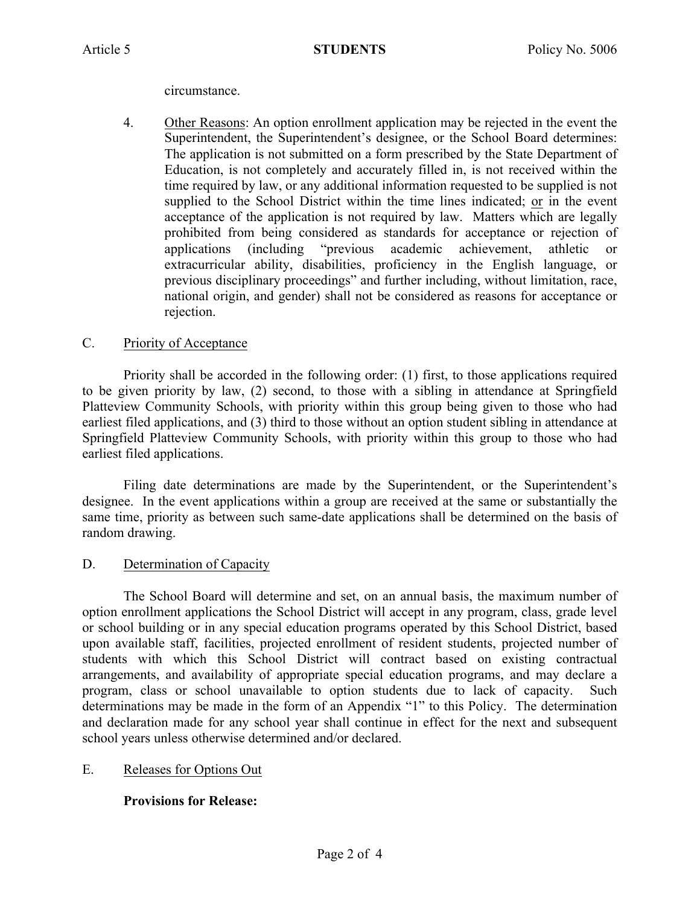circumstance.

4. Other Reasons: An option enrollment application may be rejected in the event the Superintendent, the Superintendent's designee, or the School Board determines: The application is not submitted on a form prescribed by the State Department of Education, is not completely and accurately filled in, is not received within the time required by law, or any additional information requested to be supplied is not supplied to the School District within the time lines indicated; or in the event acceptance of the application is not required by law. Matters which are legally prohibited from being considered as standards for acceptance or rejection of applications (including "previous academic achievement, athletic or extracurricular ability, disabilities, proficiency in the English language, or previous disciplinary proceedings" and further including, without limitation, race, national origin, and gender) shall not be considered as reasons for acceptance or rejection.

C. Priority of Acceptance

Priority shall be accorded in the following order: (1) first, to those applications required to be given priority by law, (2) second, to those with a sibling in attendance at Springfield Platteview Community Schools, with priority within this group being given to those who had earliest filed applications, and (3) third to those without an option student sibling in attendance at Springfield Platteview Community Schools, with priority within this group to those who had earliest filed applications.

Filing date determinations are made by the Superintendent, or the Superintendent's designee. In the event applications within a group are received at the same or substantially the same time, priority as between such same-date applications shall be determined on the basis of random drawing.

D. Determination of Capacity

The School Board will determine and set, on an annual basis, the maximum number of option enrollment applications the School District will accept in any program, class, grade level or school building or in any special education programs operated by this School District, based upon available staff, facilities, projected enrollment of resident students, projected number of students with which this School District will contract based on existing contractual arrangements, and availability of appropriate special education programs, and may declare a program, class or school unavailable to option students due to lack of capacity. Such determinations may be made in the form of an Appendix "1" to this Policy. The determination and declaration made for any school year shall continue in effect for the next and subsequent school years unless otherwise determined and/or declared.

E. Releases for Options Out

**Provisions for Release:**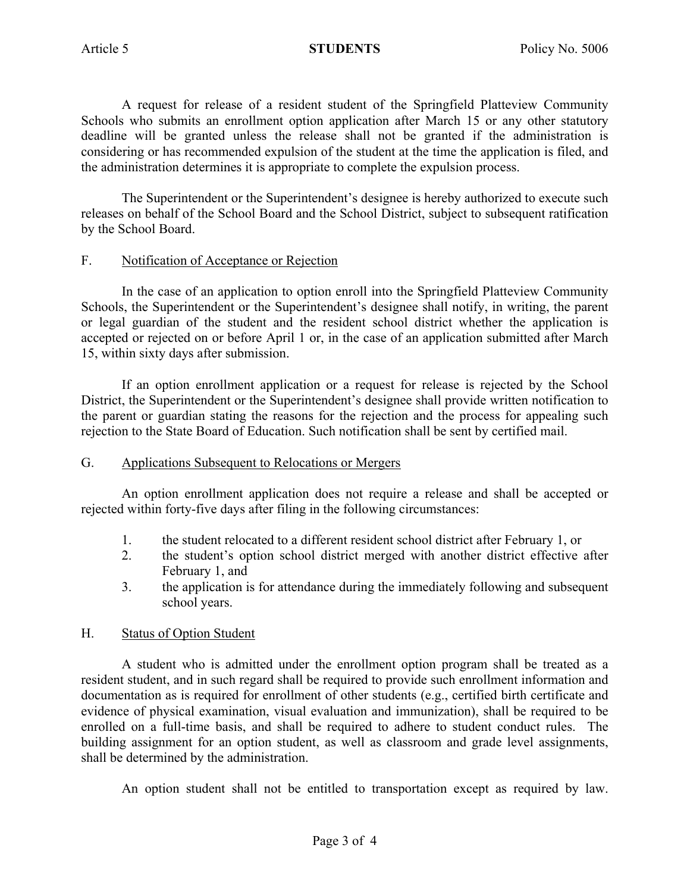A request for release of a resident student of the Springfield Platteview Community Schools who submits an enrollment option application after March 15 or any other statutory deadline will be granted unless the release shall not be granted if the administration is considering or has recommended expulsion of the student at the time the application is filed, and the administration determines it is appropriate to complete the expulsion process.

The Superintendent or the Superintendent's designee is hereby authorized to execute such releases on behalf of the School Board and the School District, subject to subsequent ratification by the School Board.

## F. Notification of Acceptance or Rejection

In the case of an application to option enroll into the Springfield Platteview Community Schools, the Superintendent or the Superintendent's designee shall notify, in writing, the parent or legal guardian of the student and the resident school district whether the application is accepted or rejected on or before April 1 or, in the case of an application submitted after March 15, within sixty days after submission.

If an option enrollment application or a request for release is rejected by the School District, the Superintendent or the Superintendent's designee shall provide written notification to the parent or guardian stating the reasons for the rejection and the process for appealing such rejection to the State Board of Education. Such notification shall be sent by certified mail.

## G. Applications Subsequent to Relocations or Mergers

An option enrollment application does not require a release and shall be accepted or rejected within forty-five days after filing in the following circumstances:

1. the student relocated to a different resident school district after February 1, or
2. the student's option school district merged with another district effective after February 1, and
3. the application is for attendance during the immediately following and subsequent school years.

## H. Status of Option Student

A student who is admitted under the enrollment option program shall be treated as a resident student, and in such regard shall be required to provide such enrollment information and documentation as is required for enrollment of other students (e.g., certified birth certificate and evidence of physical examination, visual evaluation and immunization), shall be required to be enrolled on a full-time basis, and shall be required to adhere to student conduct rules. The building assignment for an option student, as well as classroom and grade level assignments, shall be determined by the administration.

An option student shall not be entitled to transportation except as required by law.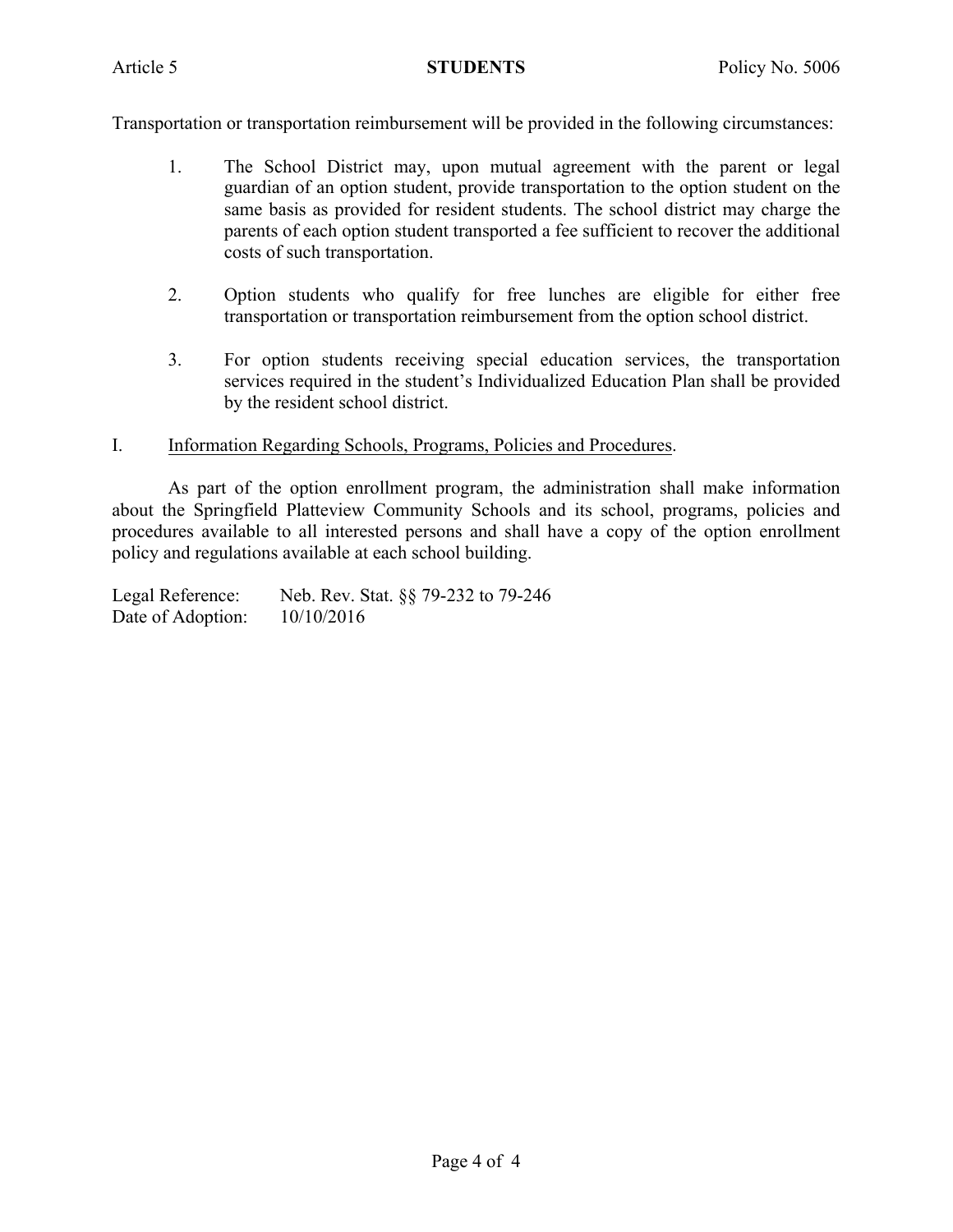Transportation or transportation reimbursement will be provided in the following circumstances:

1. The School District may, upon mutual agreement with the parent or legal guardian of an option student, provide transportation to the option student on the same basis as provided for resident students. The school district may charge the parents of each option student transported a fee sufficient to recover the additional costs of such transportation.

2. Option students who qualify for free lunches are eligible for either free transportation or transportation reimbursement from the option school district.

3. For option students receiving special education services, the transportation services required in the student's Individualized Education Plan shall be provided by the resident school district.

I. Information Regarding Schools, Programs, Policies and Procedures.

As part of the option enrollment program, the administration shall make information about the Springfield Platteview Community Schools and its school, programs, policies and procedures available to all interested persons and shall have a copy of the option enrollment policy and regulations available at each school building.

Legal Reference: Neb. Rev. Stat. §§ 79-232 to 79-246
Date of Adoption: 10/10/2016